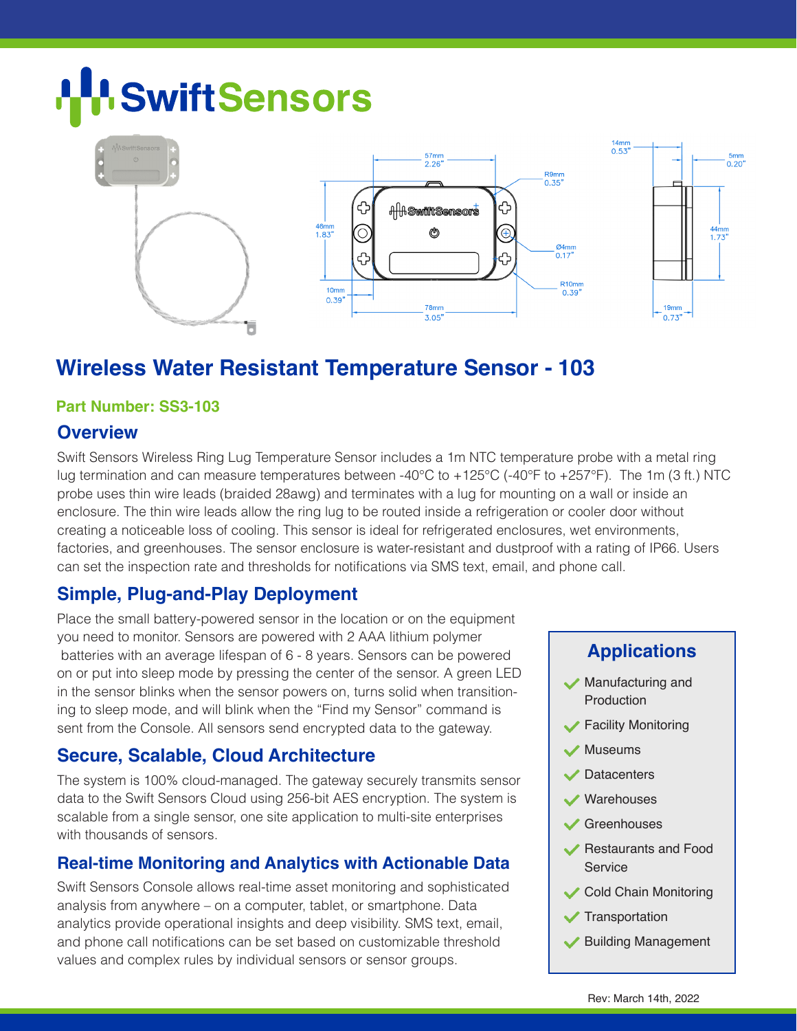# SwiftSensors

## Wireless Water Resistant Temperature Sensor - 103

**Part Number: SS3-103**

### Overview

Swift Sensors Wireless Ring Lug Temperature Sensor includes a 1m NTC temperature probe with a metal ring lug termination and can measure temperatures between -40°C to +125°C (-40°F to +257°F). The 1m (3 ft.) NTC probe uses thin wire leads (braided 28awg) and terminates with a lug for mounting on a wall or inside an enclosure. The thin wire leads allow the ring lug to be routed inside a refrigeration or cooler door without creating a noticeable loss of cooling. This sensor is ideal for refrigerated enclosures, wet environments, factories, and greenhouses. The sensor enclosure is water-resistant and dustproof with a rating of IP66. Users can set the inspection rate and thresholds for notifications via SMS text, email, and phone call.

### Simple, Plug-and-Play Deployment

Place the small battery-powered sensor in the location or on the equipment you need to monitor. Sensors are powered with 2 AAA lithium polymer batteries with an average lifespan of 6 - 8 years. Sensors can be powered on or put into sleep mode by pressing the center of the sensor. A green LED in the sensor blinks when the sensor powers on, turns solid when transitioning to sleep mode, and will blink when the "Find my Sensor" command is sent from the Console. All sensors send encrypted data to the gateway.

### Secure, Scalable, Cloud Architecture

The system is 100% cloud-managed. The gateway securely transmits sensor data to the Swift Sensors Cloud using 256-bit AES encryption. The system is scalable from a single sensor, one site application to multi-site enterprises with thousands of sensors.

### Real-time Monitoring and Analytics with Actionable Data

Swift Sensors Console allows real-time asset monitoring and sophisticated analysis from anywhere – on a computer, tablet, or smartphone. Data analytics provide operational insights and deep visibility. SMS text, email, and phone call notifications can be set based on customizable threshold values and complex rules by individual sensors or sensor groups.

### Applications

- Manufacturing and Production
- Facility Monitoring
- Museums
- Datacenters
- Warehouses
- Greenhouses
- Restaurants and Food Service
- Cold Chain Monitoring
- Transportation
- Building Management

Rev: March 14th, 2022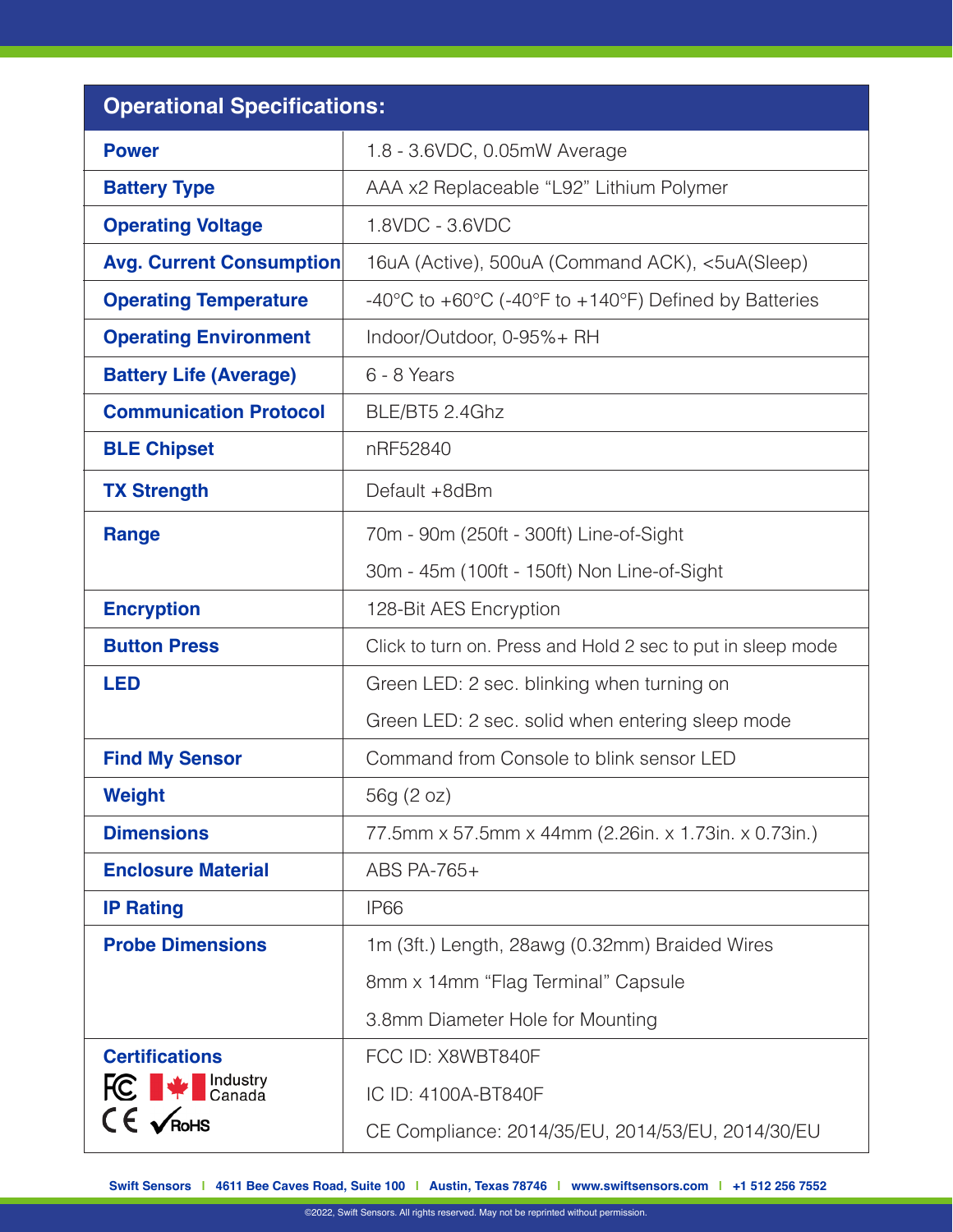| Operational Specifications: | |
|---|---|
| **Power** | 1.8 - 3.6VDC, 0.05mW Average |
| **Battery Type** | AAA x2 Replaceable "L92" Lithium Polymer |
| **Operating Voltage** | 1.8VDC - 3.6VDC |
| **Avg. Current Consumption** | 16uA (Active), 500uA (Command ACK), <5uA(Sleep) |
| **Operating Temperature** | -40°C to +60°C (-40°F to +140°F) Defined by Batteries |
| **Operating Environment** | Indoor/Outdoor, 0-95%+ RH |
| **Battery Life (Average)** | 6 - 8 Years |
| **Communication Protocol** | BLE/BT5 2.4Ghz |
| **BLE Chipset** | nRF52840 |
| **TX Strength** | Default +8dBm |
| **Range** | 70m - 90m (250ft - 300ft) Line-of-Sight<br>30m - 45m (100ft - 150ft) Non Line-of-Sight |
| **Encryption** | 128-Bit AES Encryption |
| **Button Press** | Click to turn on. Press and Hold 2 sec to put in sleep mode |
| **LED** | Green LED: 2 sec. blinking when turning on<br>Green LED: 2 sec. solid when entering sleep mode |
| **Find My Sensor** | Command from Console to blink sensor LED |
| **Weight** | 56g (2 oz) |
| **Dimensions** | 77.5mm x 57.5mm x 44mm (2.26in. x 1.73in. x 0.73in.) |
| **Enclosure Material** | ABS PA-765+ |
| **IP Rating** | IP66 |
| **Probe Dimensions** | 1m (3ft.) Length, 28awg (0.32mm) Braided Wires<br>8mm x 14mm "Flag Terminal" Capsule<br>3.8mm Diameter Hole for Mounting |
| **Certifications**<br>FC, Industry Canada, CE, RoHS | FCC ID: X8WBT840F<br>IC ID: 4100A-BT840F<br>CE Compliance: 2014/35/EU, 2014/53/EU, 2014/30/EU |

Swift Sensors | 4611 Bee Caves Road, Suite 100 | Austin, Texas 78746 | www.swiftsensors.com | +1 512 256 7552

©2022, Swift Sensors. All rights reserved. May not be reprinted without permission.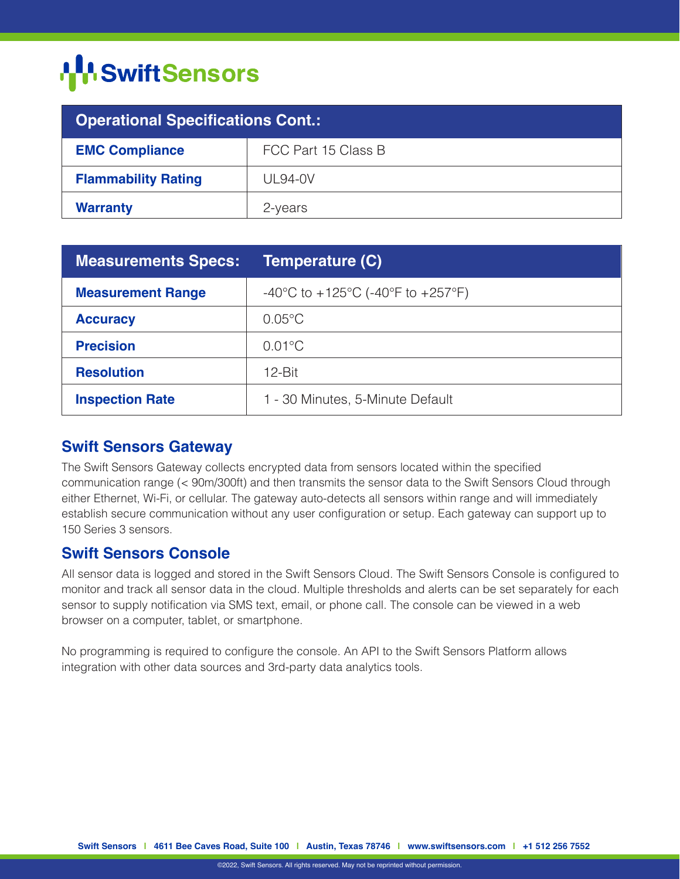| Operational Specifications Cont.: | |
|---|---|
| **EMC Compliance** | FCC Part 15 Class B |
| **Flammability Rating** | UL94-0V |
| **Warranty** | 2-years |

| Measurements Specs: | Temperature (C) |
|---|---|
| **Measurement Range** | -40°C to +125°C (-40°F to +257°F) |
| **Accuracy** | 0.05°C |
| **Precision** | 0.01°C |
| **Resolution** | 12-Bit |
| **Inspection Rate** | 1 - 30 Minutes, 5-Minute Default |

## Swift Sensors Gateway

The Swift Sensors Gateway collects encrypted data from sensors located within the specified communication range (< 90m/300ft) and then transmits the sensor data to the Swift Sensors Cloud through either Ethernet, Wi-Fi, or cellular. The gateway auto-detects all sensors within range and will immediately establish secure communication without any user configuration or setup. Each gateway can support up to 150 Series 3 sensors.

## Swift Sensors Console

All sensor data is logged and stored in the Swift Sensors Cloud. The Swift Sensors Console is configured to monitor and track all sensor data in the cloud. Multiple thresholds and alerts can be set separately for each sensor to supply notification via SMS text, email, or phone call. The console can be viewed in a web browser on a computer, tablet, or smartphone.

No programming is required to configure the console. An API to the Swift Sensors Platform allows integration with other data sources and 3rd-party data analytics tools.

**Swift Sensors | 4611 Bee Caves Road, Suite 100 | Austin, Texas 78746 | www.swiftsensors.com | +1 512 256 7552**

©2022, Swift Sensors. All rights reserved. May not be reprinted without permission.